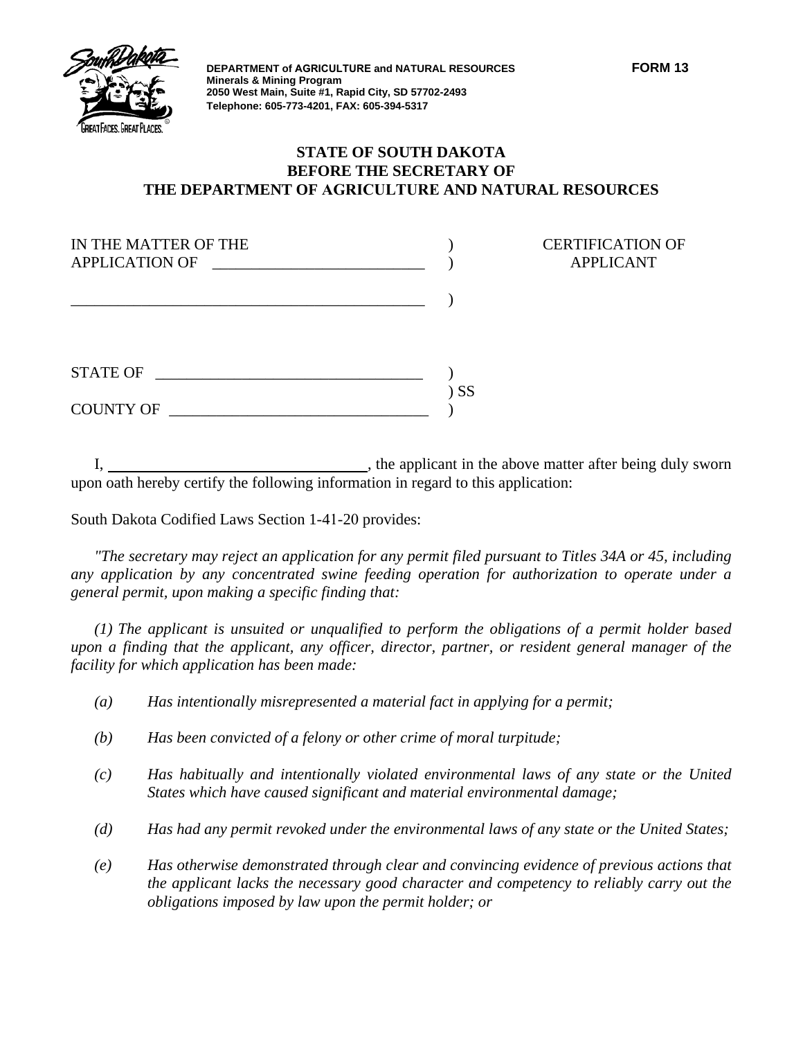**DEPARTMENT of AGRICULTURE and NATURAL RESOURCES** **FORM 13**
**Minerals & Mining Program**
**2050 West Main, Suite #1, Rapid City, SD 57702-2493**
**Telephone: 605-773-4201, FAX: 605-394-5317**

**STATE OF SOUTH DAKOTA**
**BEFORE THE SECRETARY OF**
**THE DEPARTMENT OF AGRICULTURE AND NATURAL RESOURCES**

IN THE MATTER OF THE )
APPLICATION OF ___________________________ ) CERTIFICATION OF APPLICANT

_____________________________________________ )

STATE OF _________________________________ )
) SS
COUNTY OF ________________________________ )

I, ________________________________, the applicant in the above matter after being duly sworn upon oath hereby certify the following information in regard to this application:

South Dakota Codified Laws Section 1-41-20 provides:

*"The secretary may reject an application for any permit filed pursuant to Titles 34A or 45, including any application by any concentrated swine feeding operation for authorization to operate under a general permit, upon making a specific finding that:*

*(1) The applicant is unsuited or unqualified to perform the obligations of a permit holder based upon a finding that the applicant, any officer, director, partner, or resident general manager of the facility for which application has been made:*

*(a) Has intentionally misrepresented a material fact in applying for a permit;*

*(b) Has been convicted of a felony or other crime of moral turpitude;*

*(c) Has habitually and intentionally violated environmental laws of any state or the United States which have caused significant and material environmental damage;*

*(d) Has had any permit revoked under the environmental laws of any state or the United States;*

*(e) Has otherwise demonstrated through clear and convincing evidence of previous actions that the applicant lacks the necessary good character and competency to reliably carry out the obligations imposed by law upon the permit holder; or*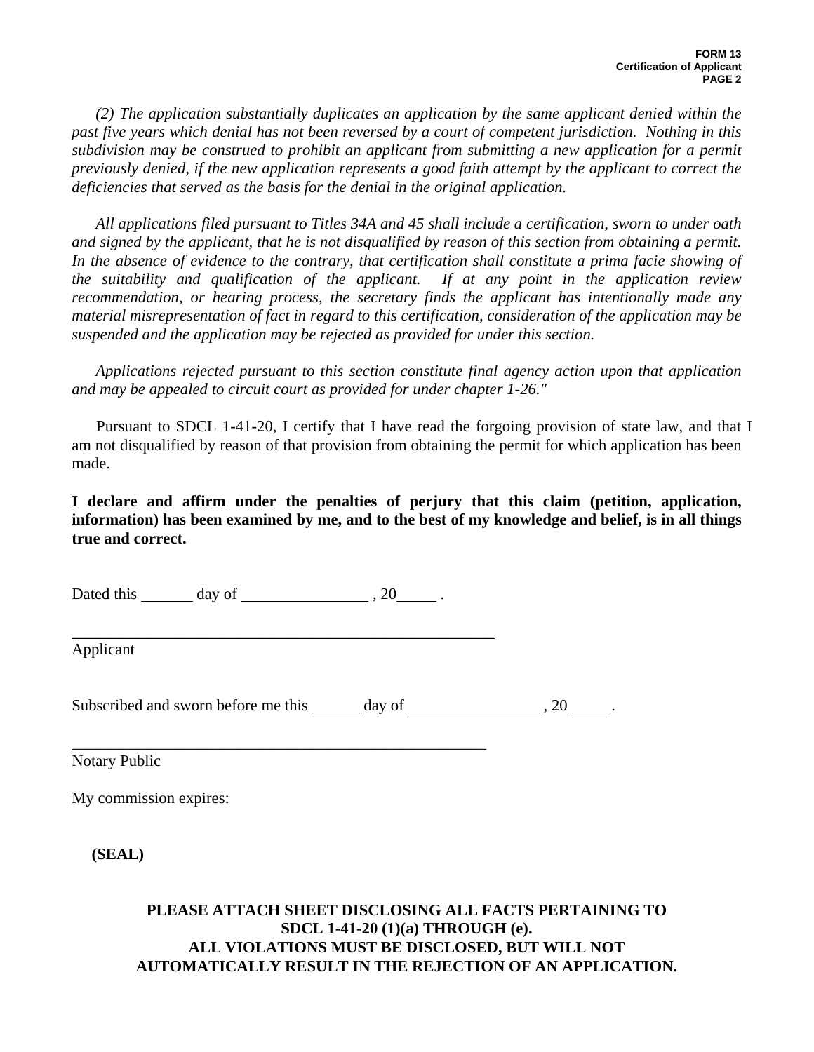*(2) The application substantially duplicates an application by the same applicant denied within the past five years which denial has not been reversed by a court of competent jurisdiction. Nothing in this subdivision may be construed to prohibit an applicant from submitting a new application for a permit previously denied, if the new application represents a good faith attempt by the applicant to correct the deficiencies that served as the basis for the denial in the original application.*

*All applications filed pursuant to Titles 34A and 45 shall include a certification, sworn to under oath and signed by the applicant, that he is not disqualified by reason of this section from obtaining a permit. In the absence of evidence to the contrary, that certification shall constitute a prima facie showing of the suitability and qualification of the applicant. If at any point in the application review recommendation, or hearing process, the secretary finds the applicant has intentionally made any material misrepresentation of fact in regard to this certification, consideration of the application may be suspended and the application may be rejected as provided for under this section.*

*Applications rejected pursuant to this section constitute final agency action upon that application and may be appealed to circuit court as provided for under chapter 1-26."*

Pursuant to SDCL 1-41-20, I certify that I have read the forgoing provision of state law, and that I am not disqualified by reason of that provision from obtaining the permit for which application has been made.

**I declare and affirm under the penalties of perjury that this claim (petition, application, information) has been examined by me, and to the best of my knowledge and belief, is in all things true and correct.**

Dated this ______ day of ________________ , 20_____ .

______________________________________________________

Applicant

Subscribed and sworn before me this ______ day of ________________ , 20_____ .

______________________________________________________

Notary Public

My commission expires:

**(SEAL)**

**PLEASE ATTACH SHEET DISCLOSING ALL FACTS PERTAINING TO SDCL 1-41-20 (1)(a) THROUGH (e).**
**ALL VIOLATIONS MUST BE DISCLOSED, BUT WILL NOT AUTOMATICALLY RESULT IN THE REJECTION OF AN APPLICATION.**